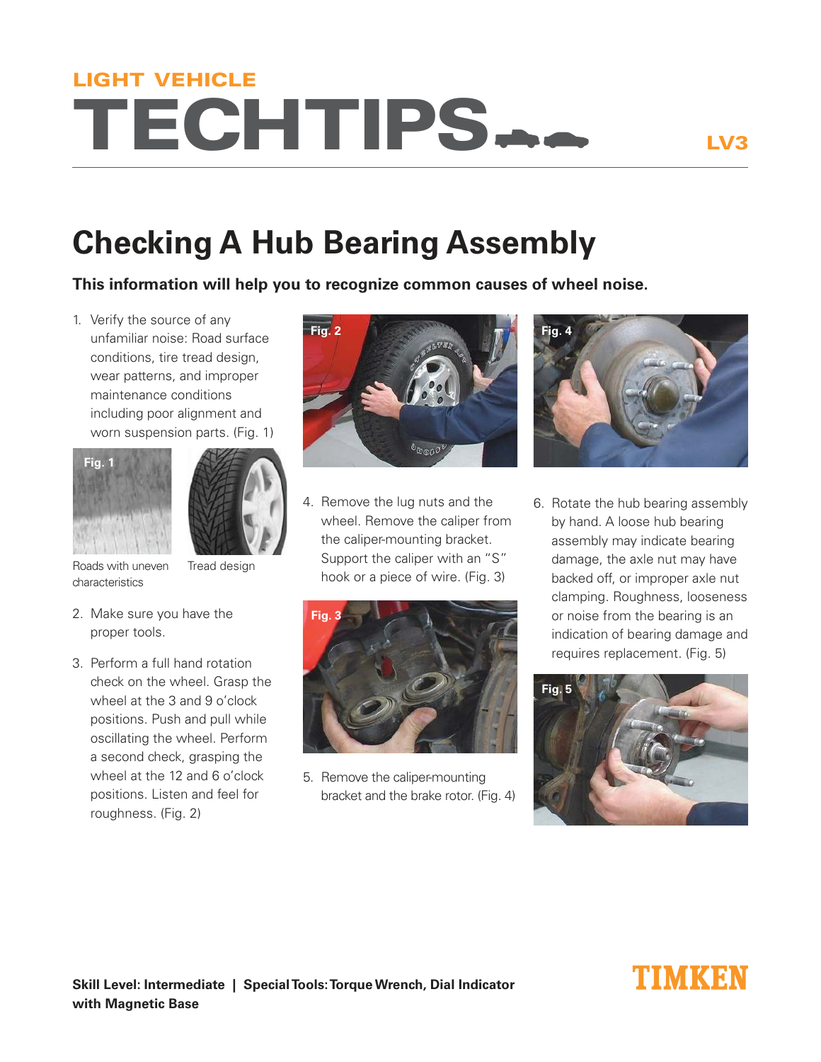LIGHT VEHICLE

# TECHTIPS

LV3

## Checking A Hub Bearing Assembly

**This information will help you to recognize common causes of wheel noise.**

1. Verify the source of any unfamiliar noise: Road surface conditions, tire tread design, wear patterns, and improper maintenance conditions including poor alignment and worn suspension parts. (Fig. 1)

Fig. 1

Roads with uneven characteristics

Tread design

2. Make sure you have the proper tools.

3. Perform a full hand rotation check on the wheel. Grasp the wheel at the 3 and 9 o'clock positions. Push and pull while oscillating the wheel. Perform a second check, grasping the wheel at the 12 and 6 o'clock positions. Listen and feel for roughness. (Fig. 2)

Fig. 2

4. Remove the lug nuts and the wheel. Remove the caliper from the caliper-mounting bracket. Support the caliper with an "S" hook or a piece of wire. (Fig. 3)

Fig. 3

5. Remove the caliper-mounting bracket and the brake rotor. (Fig. 4)

Fig. 4

6. Rotate the hub bearing assembly by hand. A loose hub bearing assembly may indicate bearing damage, the axle nut may have backed off, or improper axle nut clamping. Roughness, looseness or noise from the bearing is an indication of bearing damage and requires replacement. (Fig. 5)

Fig. 5

**Skill Level: Intermediate | Special Tools: Torque Wrench, Dial Indicator with Magnetic Base**

TIMKEN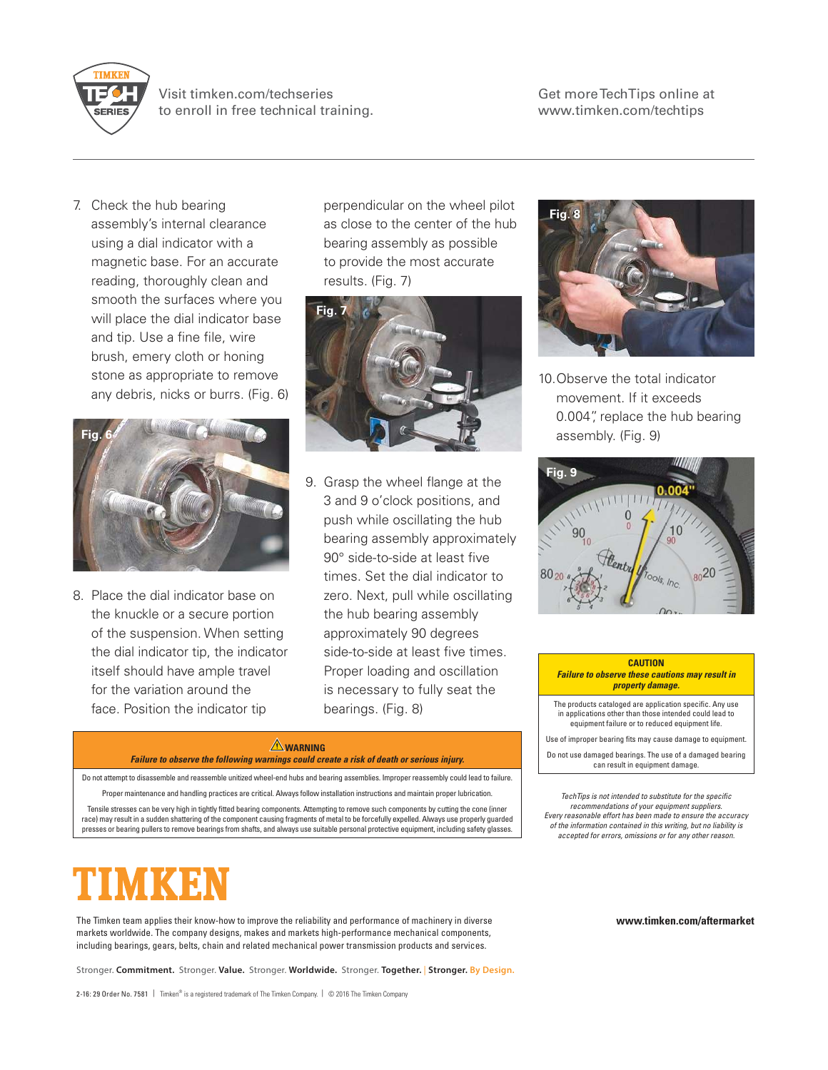Visit timken.com/techseries to enroll in free technical training.

Get more TechTips online at www.timken.com/techtips

7. Check the hub bearing assembly's internal clearance using a dial indicator with a magnetic base. For an accurate reading, thoroughly clean and smooth the surfaces where you will place the dial indicator base and tip. Use a fine file, wire brush, emery cloth or honing stone as appropriate to remove any debris, nicks or burrs. (Fig. 6)

Fig. 6

8. Place the dial indicator base on the knuckle or a secure portion of the suspension. When setting the dial indicator tip, the indicator itself should have ample travel for the variation around the face. Position the indicator tip perpendicular on the wheel pilot as close to the center of the hub bearing assembly as possible to provide the most accurate results. (Fig. 7)

Fig. 7

9. Grasp the wheel flange at the 3 and 9 o'clock positions, and push while oscillating the hub bearing assembly approximately 90° side-to-side at least five times. Set the dial indicator to zero. Next, pull while oscillating the hub bearing assembly approximately 90 degrees side-to-side at least five times. Proper loading and oscillation is necessary to fully seat the bearings. (Fig. 8)

Fig. 8

10. Observe the total indicator movement. If it exceeds 0.004", replace the hub bearing assembly. (Fig. 9)

Fig. 9

0.004"

**⚠ WARNING**

***Failure to observe the following warnings could create a risk of death or serious injury.***

Do not attempt to disassemble and reassemble unitized wheel-end hubs and bearing assemblies. Improper reassembly could lead to failure.

Proper maintenance and handling practices are critical. Always follow installation instructions and maintain proper lubrication.

Tensile stresses can be very high in tightly fitted bearing components. Attempting to remove such components by cutting the cone (inner race) may result in a sudden shattering of the component causing fragments of metal to be forcefully expelled. Always use properly guarded presses or bearing pullers to remove bearings from shafts, and always use suitable personal protective equipment, including safety glasses.

**CAUTION**

***Failure to observe these cautions may result in property damage.***

The products cataloged are application specific. Any use in applications other than those intended could lead to equipment failure or to reduced equipment life.

Use of improper bearing fits may cause damage to equipment.

Do not use damaged bearings. The use of a damaged bearing can result in equipment damage.

*TechTips is not intended to substitute for the specific recommendations of your equipment suppliers. Every reasonable effort has been made to ensure the accuracy of the information contained in this writing, but no liability is accepted for errors, omissions or for any other reason.*

# TIMKEN

The Timken team applies their know-how to improve the reliability and performance of machinery in diverse markets worldwide. The company designs, makes and markets high-performance mechanical components, including bearings, gears, belts, chain and related mechanical power transmission products and services.

**www.timken.com/aftermarket**

Stronger. **Commitment.** Stronger. **Value.** Stronger. **Worldwide.** Stronger. **Together.** | **Stronger. By Design.**

2-16: 29 Order No. 7581 | Timken® is a registered trademark of The Timken Company. | © 2016 The Timken Company